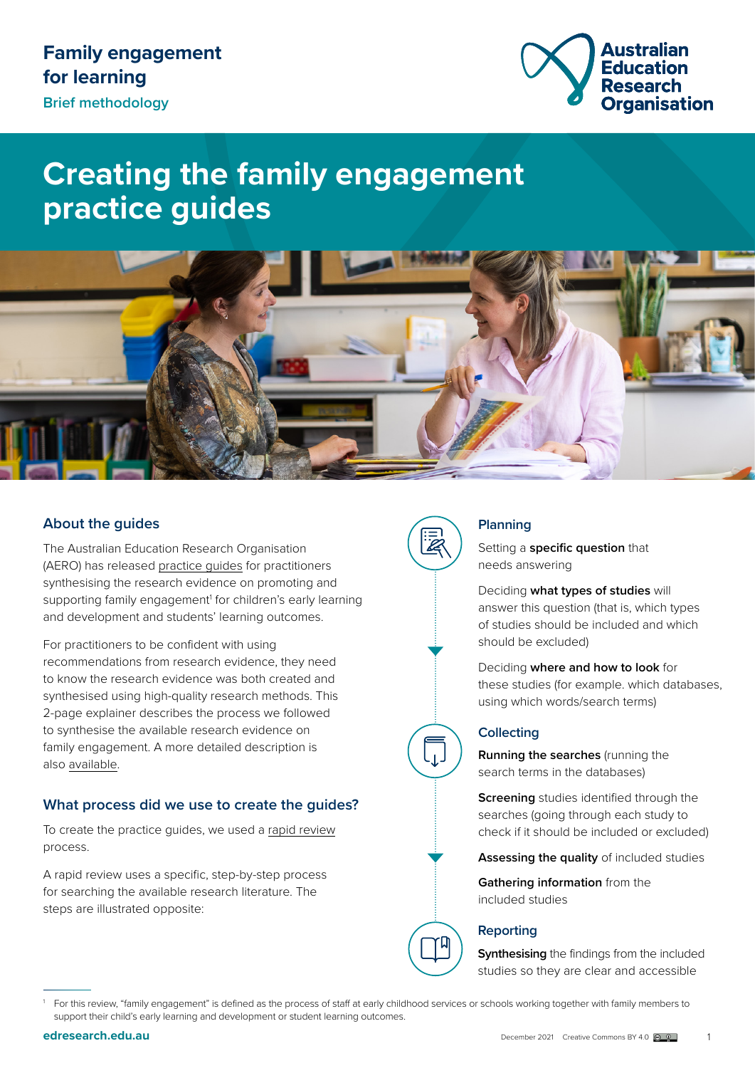# Family engagement for learning

Brief methodology

Australian Education Research Organisation

# Creating the family engagement practice guides

## About the guides

The Australian Education Research Organisation (AERO) has released practice guides for practitioners synthesising the research evidence on promoting and supporting family engagement[1] for children's early learning and development and students' learning outcomes.

For practitioners to be confident with using recommendations from research evidence, they need to know the research evidence was both created and synthesised using high-quality research methods. This 2-page explainer describes the process we followed to synthesise the available research evidence on family engagement. A more detailed description is also available.

## What process did we use to create the guides?

To create the practice guides, we used a rapid review process.

A rapid review uses a specific, step-by-step process for searching the available research literature. The steps are illustrated opposite:

### Planning

Setting a **specific question** that needs answering

Deciding **what types of studies** will answer this question (that is, which types of studies should be included and which should be excluded)

Deciding **where and how to look** for these studies (for example. which databases, using which words/search terms)

### Collecting

**Running the searches** (running the search terms in the databases)

**Screening** studies identified through the searches (going through each study to check if it should be included or excluded)

**Assessing the quality** of included studies

**Gathering information** from the included studies

### Reporting

**Synthesising** the findings from the included studies so they are clear and accessible

[1] For this review, "family engagement" is defined as the process of staff at early childhood services or schools working together with family members to support their child's early learning and development or student learning outcomes.

edresearch.edu.au

December 2021 Creative Commons BY 4.0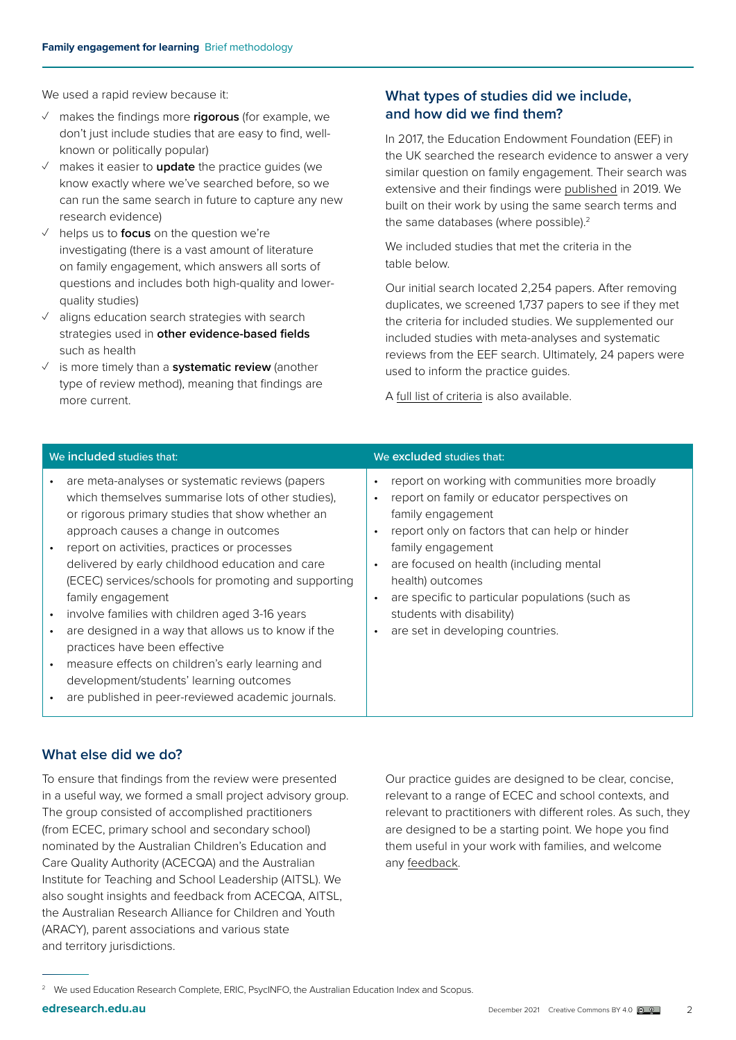We used a rapid review because it:

- ✓ makes the findings more **rigorous** (for example, we don't just include studies that are easy to find, well-known or politically popular)
- ✓ makes it easier to **update** the practice guides (we know exactly where we've searched before, so we can run the same search in future to capture any new research evidence)
- ✓ helps us to **focus** on the question we're investigating (there is a vast amount of literature on family engagement, which answers all sorts of questions and includes both high-quality and lower-quality studies)
- ✓ aligns education search strategies with search strategies used in **other evidence-based fields** such as health
- ✓ is more timely than a **systematic review** (another type of review method), meaning that findings are more current.

## What types of studies did we include, and how did we find them?

In 2017, the Education Endowment Foundation (EEF) in the UK searched the research evidence to answer a very similar question on family engagement. Their search was extensive and their findings were published in 2019. We built on their work by using the same search terms and the same databases (where possible).[2]

We included studies that met the criteria in the table below.

Our initial search located 2,254 papers. After removing duplicates, we screened 1,737 papers to see if they met the criteria for included studies. We supplemented our included studies with meta-analyses and systematic reviews from the EEF search. Ultimately, 24 papers were used to inform the practice guides.

A full list of criteria is also available.

| We **included** studies that: | We **excluded** studies that: |
|---|---|
| • are meta-analyses or systematic reviews (papers which themselves summarise lots of other studies), or rigorous primary studies that show whether an approach causes a change in outcomes<br>• report on activities, practices or processes delivered by early childhood education and care (ECEC) services/schools for promoting and supporting family engagement<br>• involve families with children aged 3-16 years<br>• are designed in a way that allows us to know if the practices have been effective<br>• measure effects on children's early learning and development/students' learning outcomes<br>• are published in peer-reviewed academic journals. | • report on working with communities more broadly<br>• report on family or educator perspectives on family engagement<br>• report only on factors that can help or hinder family engagement<br>• are focused on health (including mental health) outcomes<br>• are specific to particular populations (such as students with disability)<br>• are set in developing countries. |

## What else did we do?

To ensure that findings from the review were presented in a useful way, we formed a small project advisory group. The group consisted of accomplished practitioners (from ECEC, primary school and secondary school) nominated by the Australian Children's Education and Care Quality Authority (ACECQA) and the Australian Institute for Teaching and School Leadership (AITSL). We also sought insights and feedback from ACECQA, AITSL, the Australian Research Alliance for Children and Youth (ARACY), parent associations and various state and territory jurisdictions.

Our practice guides are designed to be clear, concise, relevant to a range of ECEC and school contexts, and relevant to practitioners with different roles. As such, they are designed to be a starting point. We hope you find them useful in your work with families, and welcome any feedback.

[2] We used Education Research Complete, ERIC, PsycINFO, the Australian Education Index and Scopus.